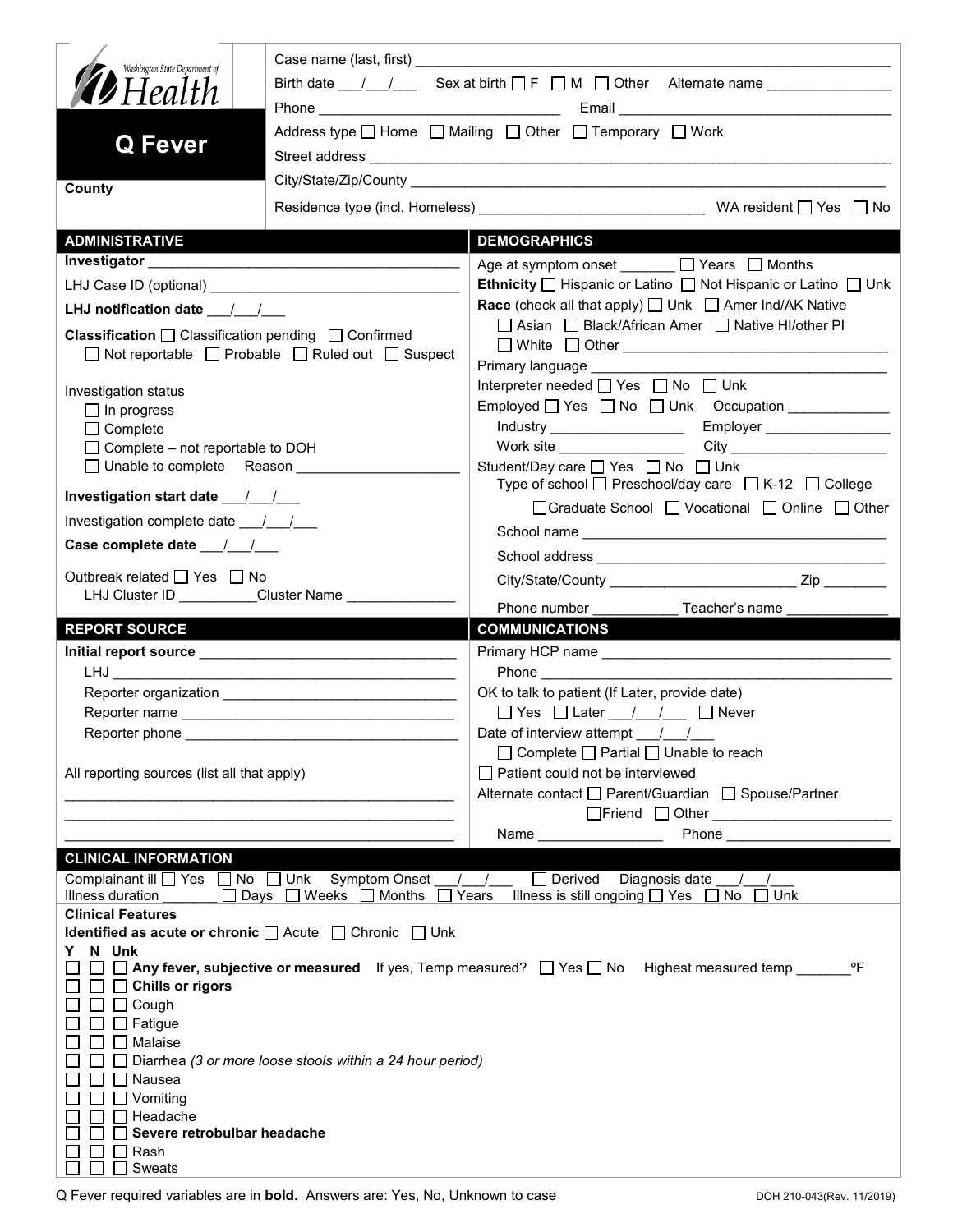Washington State Department of Health

# Q Fever

**County**

Case name (last, first) ___________________________________________

Birth date ___/___/___ Sex at birth ☐ F ☐ M ☐ Other Alternate name _______________

Phone ______________________________ Email ______________________________

Address type ☐ Home ☐ Mailing ☐ Other ☐ Temporary ☐ Work

Street address ___________________________________________

City/State/Zip/County ___________________________________________

Residence type (incl. Homeless) ___________________________ WA resident ☐ Yes ☐ No

## ADMINISTRATIVE

**Investigator** ______________________________________

LHJ Case ID (optional) ______________________________

**LHJ notification date** ___/___/___

**Classification** ☐ Classification pending ☐ Confirmed ☐ Not reportable ☐ Probable ☐ Ruled out ☐ Suspect

Investigation status
- ☐ In progress
- ☐ Complete
- ☐ Complete – not reportable to DOH
- ☐ Unable to complete Reason ____________________

**Investigation start date** ___/___/___

Investigation complete date ___/___/___

**Case complete date** ___/___/___

Outbreak related ☐ Yes ☐ No
LHJ Cluster ID __________Cluster Name _____________

## DEMOGRAPHICS

Age at symptom onset _______ ☐ Years ☐ Months

**Ethnicity** ☐ Hispanic or Latino ☐ Not Hispanic or Latino ☐ Unk

**Race** (check all that apply) ☐ Unk ☐ Amer Ind/AK Native ☐ Asian ☐ Black/African Amer ☐ Native HI/other PI ☐ White ☐ Other ______________________________

Primary language ______________________________

Interpreter needed ☐ Yes ☐ No ☐ Unk

Employed ☐ Yes ☐ No ☐ Unk Occupation _____________

Industry _________________ Employer ________________

Work site ________________ City ____________________

Student/Day care ☐ Yes ☐ No ☐ Unk
Type of school ☐ Preschool/day care ☐ K-12 ☐ College ☐ Graduate School ☐ Vocational ☐ Online ☐ Other

School name ______________________________

School address ______________________________

City/State/County ______________________ Zip ________

Phone number ___________ Teacher's name _____________

## REPORT SOURCE

**Initial report source** ______________________________

LHJ ______________________________

Reporter organization ______________________________

Reporter name ______________________________

Reporter phone ______________________________

All reporting sources (list all that apply)

______________________________

______________________________

______________________________

## COMMUNICATIONS

Primary HCP name ______________________________

Phone ______________________________

OK to talk to patient (If Later, provide date)
☐ Yes ☐ Later ___/___/___ ☐ Never

Date of interview attempt ___/___/___
☐ Complete ☐ Partial ☐ Unable to reach

☐ Patient could not be interviewed

Alternate contact ☐ Parent/Guardian ☐ Spouse/Partner ☐ Friend ☐ Other ______________________

Name ________________ Phone ____________________

## CLINICAL INFORMATION

Complainant ill ☐ Yes ☐ No ☐ Unk Symptom Onset ___/___/___ ☐ Derived Diagnosis date ___/___/___

Illness duration _______ ☐ Days ☐ Weeks ☐ Months ☐ Years Illness is still ongoing ☐ Yes ☐ No ☐ Unk

**Clinical Features**

**Identified as acute or chronic** ☐ Acute ☐ Chronic ☐ Unk

| Y | N | Unk | |
|---|---|---|---|
| ☐ | ☐ | ☐ | **Any fever, subjective or measured** If yes, Temp measured? ☐ Yes ☐ No Highest measured temp _______ºF |
| ☐ | ☐ | ☐ | **Chills or rigors** |
| ☐ | ☐ | ☐ | Cough |
| ☐ | ☐ | ☐ | Fatigue |
| ☐ | ☐ | ☐ | Malaise |
| ☐ | ☐ | ☐ | Diarrhea *(3 or more loose stools within a 24 hour period)* |
| ☐ | ☐ | ☐ | Nausea |
| ☐ | ☐ | ☐ | Vomiting |
| ☐ | ☐ | ☐ | Headache |
| ☐ | ☐ | ☐ | **Severe retrobulbar headache** |
| ☐ | ☐ | ☐ | Rash |
| ☐ | ☐ | ☐ | Sweats |

Q Fever required variables are in **bold**. Answers are: Yes, No, Unknown to case

DOH 210-043(Rev. 11/2019)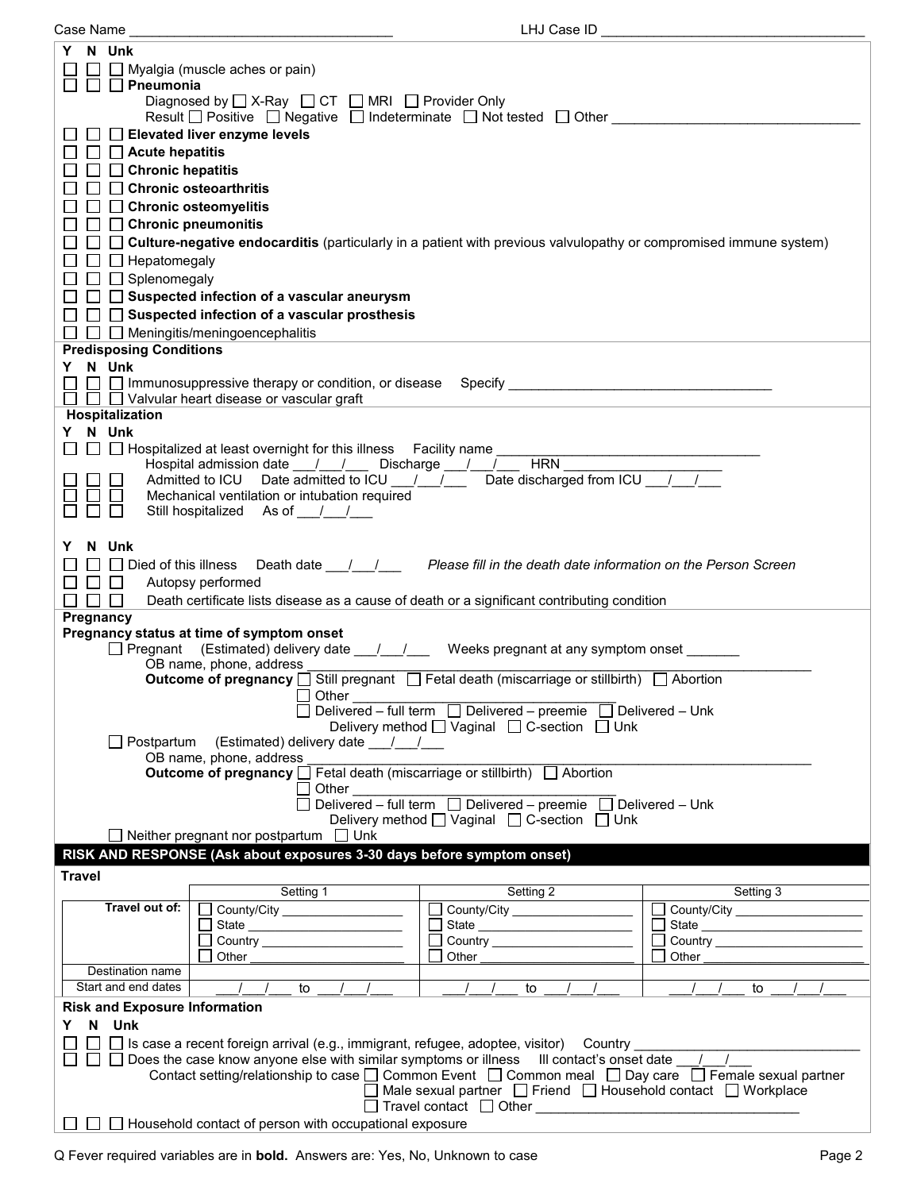Case Name ______________________________ LHJ Case ID ______________________________

Y N Unk

☐ ☐ ☐ Myalgia (muscle aches or pain)

☐ ☐ ☐ **Pneumonia**

Diagnosed by ☐ X-Ray ☐ CT ☐ MRI ☐ Provider Only

Result ☐ Positive ☐ Negative ☐ Indeterminate ☐ Not tested ☐ Other ______________________________

☐ ☐ ☐ **Elevated liver enzyme levels**

☐ ☐ ☐ **Acute hepatitis**

☐ ☐ ☐ **Chronic hepatitis**

☐ ☐ ☐ **Chronic osteoarthritis**

☐ ☐ ☐ **Chronic osteomyelitis**

☐ ☐ ☐ **Chronic pneumonitis**

☐ ☐ ☐ **Culture-negative endocarditis** (particularly in a patient with previous valvulopathy or compromised immune system)

☐ ☐ ☐ Hepatomegaly

☐ ☐ ☐ Splenomegaly

☐ ☐ ☐ **Suspected infection of a vascular aneurysm**

☐ ☐ ☐ **Suspected infection of a vascular prosthesis**

☐ ☐ ☐ Meningitis/meningoencephalitis

**Predisposing Conditions**

Y N Unk

☐ ☐ ☐ Immunosuppressive therapy or condition, or disease Specify ______________________________

☐ ☐ ☐ Valvular heart disease or vascular graft

**Hospitalization**

Y N Unk

☐ ☐ ☐ Hospitalized at least overnight for this illness Facility name ______________________________

Hospital admission date ___/___/___ Discharge ___/___/___ HRN ____________________

☐ ☐ ☐ Admitted to ICU Date admitted to ICU ___/___/___ Date discharged from ICU ___/___/___

☐ ☐ ☐ Mechanical ventilation or intubation required

☐ ☐ ☐ Still hospitalized As of ___/___/___

Y N Unk

☐ ☐ ☐ Died of this illness Death date ___/___/___ *Please fill in the death date information on the Person Screen*

☐ ☐ ☐ Autopsy performed

☐ ☐ ☐ Death certificate lists disease as a cause of death or a significant contributing condition

**Pregnancy**

**Pregnancy status at time of symptom onset**

☐ Pregnant (Estimated) delivery date ___/___/___ Weeks pregnant at any symptom onset _______

OB name, phone, address ______________________________

**Outcome of pregnancy** ☐ Still pregnant ☐ Fetal death (miscarriage or stillbirth) ☐ Abortion

☐ Other ______________________________

☐ Delivered – full term ☐ Delivered – preemie ☐ Delivered – Unk

Delivery method ☐ Vaginal ☐ C-section ☐ Unk

☐ Postpartum (Estimated) delivery date ___/___/___

OB name, phone, address ______________________________

**Outcome of pregnancy** ☐ Fetal death (miscarriage or stillbirth) ☐ Abortion

☐ Other ______________________________

☐ Delivered – full term ☐ Delivered – preemie ☐ Delivered – Unk

Delivery method ☐ Vaginal ☐ C-section ☐ Unk

☐ Neither pregnant nor postpartum ☐ Unk

## RISK AND RESPONSE (Ask about exposures 3-30 days before symptom onset)

**Travel**

| | Setting 1 | Setting 2 | Setting 3 |
|---|---|---|---|
| **Travel out of:** | ☐ County/City ________ ☐ State ________ ☐ Country ________ ☐ Other ________ | ☐ County/City ________ ☐ State ________ ☐ Country ________ ☐ Other ________ | ☐ County/City ________ ☐ State ________ ☐ Country ________ ☐ Other ________ |
| Destination name | | | |
| Start and end dates | ___/___/___ to ___/___/___ | ___/___/___ to ___/___/___ | ___/___/___ to ___/___/___ |

**Risk and Exposure Information**

Y N Unk

☐ ☐ ☐ Is case a recent foreign arrival (e.g., immigrant, refugee, adoptee, visitor) Country ______________________________

☐ ☐ ☐ Does the case know anyone else with similar symptoms or illness Ill contact's onset date ___/___/___

Contact setting/relationship to case ☐ Common Event ☐ Common meal ☐ Day care ☐ Female sexual partner ☐ Male sexual partner ☐ Friend ☐ Household contact ☐ Workplace ☐ Travel contact ☐ Other ______________________________

☐ ☐ ☐ Household contact of person with occupational exposure

Q Fever required variables are in **bold**. Answers are: Yes, No, Unknown to case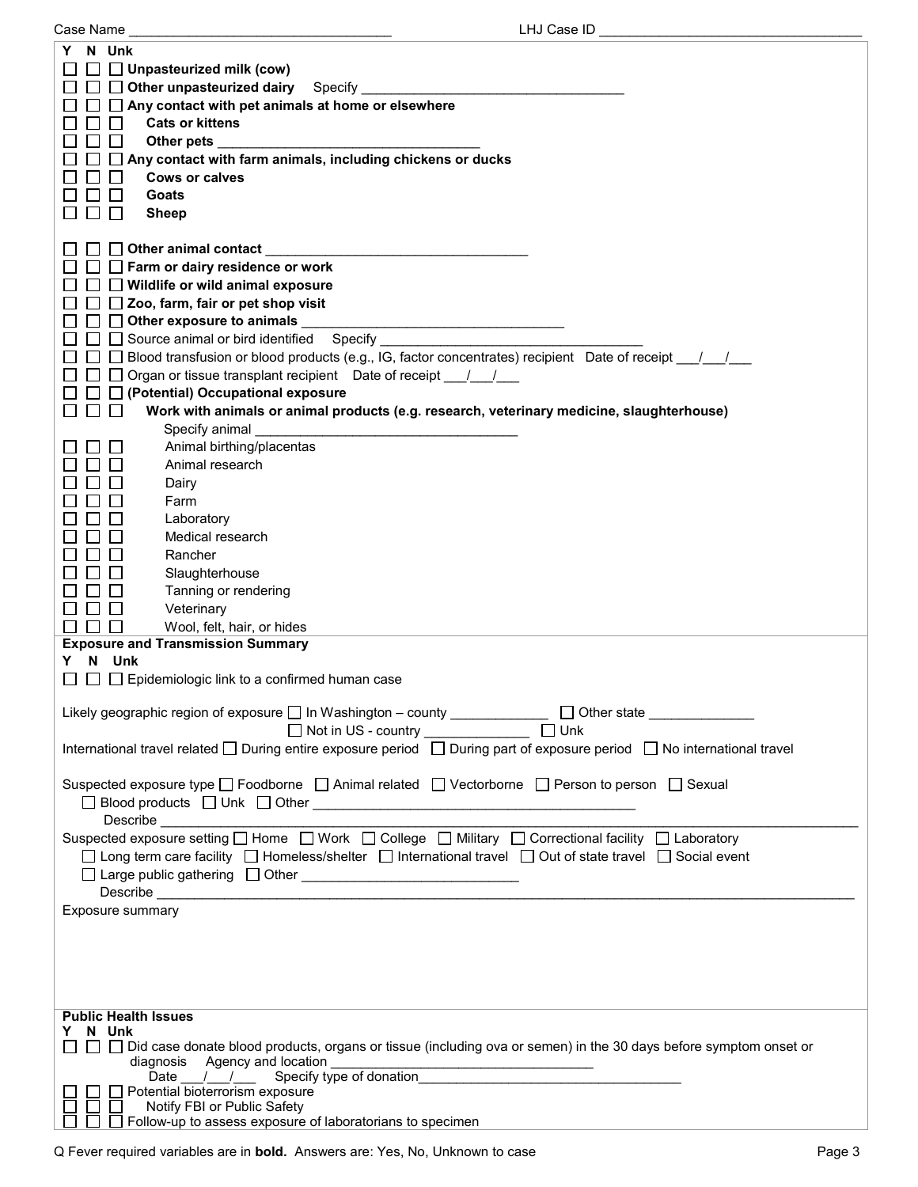Case Name ________________________________ LHJ Case ID ________________________________

Y N Unk

☐ ☐ ☐ **Unpasteurized milk (cow)**
☐ ☐ ☐ **Other unpasteurized dairy** Specify ________________________________
☐ ☐ ☐ **Any contact with pet animals at home or elsewhere**
☐ ☐ ☐ **Cats or kittens**
☐ ☐ ☐ **Other pets** ________________________________
☐ ☐ ☐ **Any contact with farm animals, including chickens or ducks**
☐ ☐ ☐ **Cows or calves**
☐ ☐ ☐ **Goats**
☐ ☐ ☐ **Sheep**

☐ ☐ ☐ **Other animal contact** ________________________________
☐ ☐ ☐ **Farm or dairy residence or work**
☐ ☐ ☐ **Wildlife or wild animal exposure**
☐ ☐ ☐ **Zoo, farm, fair or pet shop visit**
☐ ☐ ☐ **Other exposure to animals** ________________________________
☐ ☐ ☐ Source animal or bird identified Specify ________________________________
☐ ☐ ☐ Blood transfusion or blood products (e.g., IG, factor concentrates) recipient Date of receipt ___/___/___
☐ ☐ ☐ Organ or tissue transplant recipient Date of receipt ___/___/___
☐ ☐ ☐ **(Potential) Occupational exposure**
☐ ☐ ☐ **Work with animals or animal products (e.g. research, veterinary medicine, slaughterhouse)**
Specify animal ________________________________
☐ ☐ ☐ Animal birthing/placentas
☐ ☐ ☐ Animal research
☐ ☐ ☐ Dairy
☐ ☐ ☐ Farm
☐ ☐ ☐ Laboratory
☐ ☐ ☐ Medical research
☐ ☐ ☐ Rancher
☐ ☐ ☐ Slaughterhouse
☐ ☐ ☐ Tanning or rendering
☐ ☐ ☐ Veterinary
☐ ☐ ☐ Wool, felt, hair, or hides

**Exposure and Transmission Summary**

Y N Unk

☐ ☐ ☐ Epidemiologic link to a confirmed human case

Likely geographic region of exposure ☐ In Washington – county ____________ ☐ Other state ____________
☐ Not in US - country ____________ ☐ Unk

International travel related ☐ During entire exposure period ☐ During part of exposure period ☐ No international travel

Suspected exposure type ☐ Foodborne ☐ Animal related ☐ Vectorborne ☐ Person to person ☐ Sexual
☐ Blood products ☐ Unk ☐ Other ________________________________
Describe ________________________________

Suspected exposure setting ☐ Home ☐ Work ☐ College ☐ Military ☐ Correctional facility ☐ Laboratory
☐ Long term care facility ☐ Homeless/shelter ☐ International travel ☐ Out of state travel ☐ Social event
☐ Large public gathering ☐ Other ________________________________
Describe ________________________________

Exposure summary

**Public Health Issues**

Y N Unk

☐ ☐ ☐ Did case donate blood products, organs or tissue (including ova or semen) in the 30 days before symptom onset or diagnosis Agency and location ________________________________
Date ___/___/___ Specify type of donation________________________________
☐ ☐ ☐ Potential bioterrorism exposure
☐ ☐ ☐ Notify FBI or Public Safety
☐ ☐ ☐ Follow-up to assess exposure of laboratorians to specimen

Q Fever required variables are in **bold.** Answers are: Yes, No, Unknown to case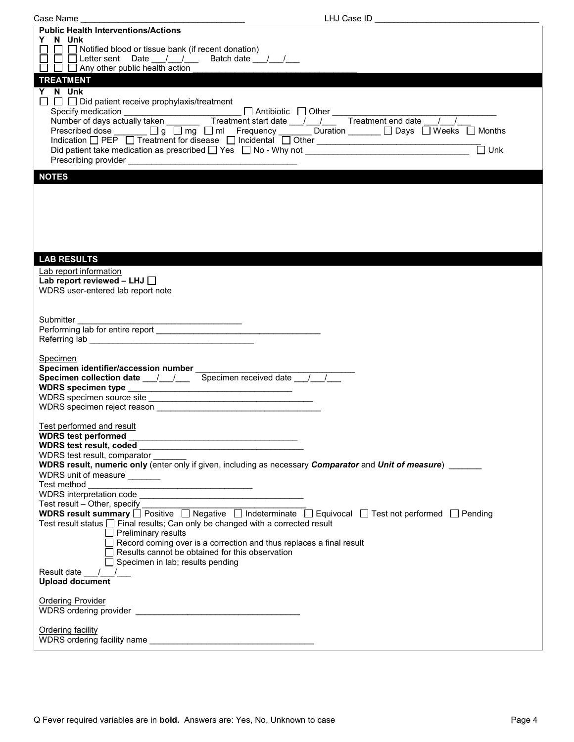Case Name ______________________________ LHJ Case ID ______________________________

**Public Health Interventions/Actions**

**Y N Unk**

☐ ☐ ☐ Notified blood or tissue bank (if recent donation)

☐ ☐ ☐ Letter sent Date ___/___/___ Batch date ___/___/___

☐ ☐ ☐ Any other public health action ______________________________

## TREATMENT

**Y N Unk**

☐ ☐ ☐ Did patient receive prophylaxis/treatment

Specify medication ______________________ ☐ Antibiotic ☐ Other ______________________________

Number of days actually taken _______ Treatment start date ___/___/___ Treatment end date ___/___/___

Prescribed dose _______ ☐ g ☐ mg ☐ ml Frequency _______ Duration _______ ☐ Days ☐ Weeks ☐ Months

Indication ☐ PEP ☐ Treatment for disease ☐ Incidental ☐ Other ______________________________

Did patient take medication as prescribed ☐ Yes ☐ No - Why not ______________________________ ☐ Unk

Prescribing provider ______________________________

## NOTES

## LAB RESULTS

Lab report information

**Lab report reviewed – LHJ** ☐

WDRS user-entered lab report note

Submitter ______________________________

Performing lab for entire report ______________________________

Referring lab ______________________________

Specimen

**Specimen identifier/accession number** ______________________________

**Specimen collection date** ___/___/___ Specimen received date ___/___/___

**WDRS specimen type** ______________________________

WDRS specimen source site ______________________________

WDRS specimen reject reason ______________________________

Test performed and result

**WDRS test performed** ______________________________

**WDRS test result, coded** ______________________________

WDRS test result, comparator _______

**WDRS result, numeric only** (enter only if given, including as necessary ***Comparator*** and ***Unit of measure***) _______

WDRS unit of measure _______

Test method ______________________________

WDRS interpretation code ______________________________

Test result – Other, specify ______________________________

**WDRS result summary** ☐ Positive ☐ Negative ☐ Indeterminate ☐ Equivocal ☐ Test not performed ☐ Pending

Test result status ☐ Final results; Can only be changed with a corrected result

☐ Preliminary results

☐ Record coming over is a correction and thus replaces a final result

☐ Results cannot be obtained for this observation

☐ Specimen in lab; results pending

Result date ___/___/___

**Upload document**

Ordering Provider

WDRS ordering provider ______________________________

Ordering facility

WDRS ordering facility name ______________________________

Q Fever required variables are in **bold.** Answers are: Yes, No, Unknown to case